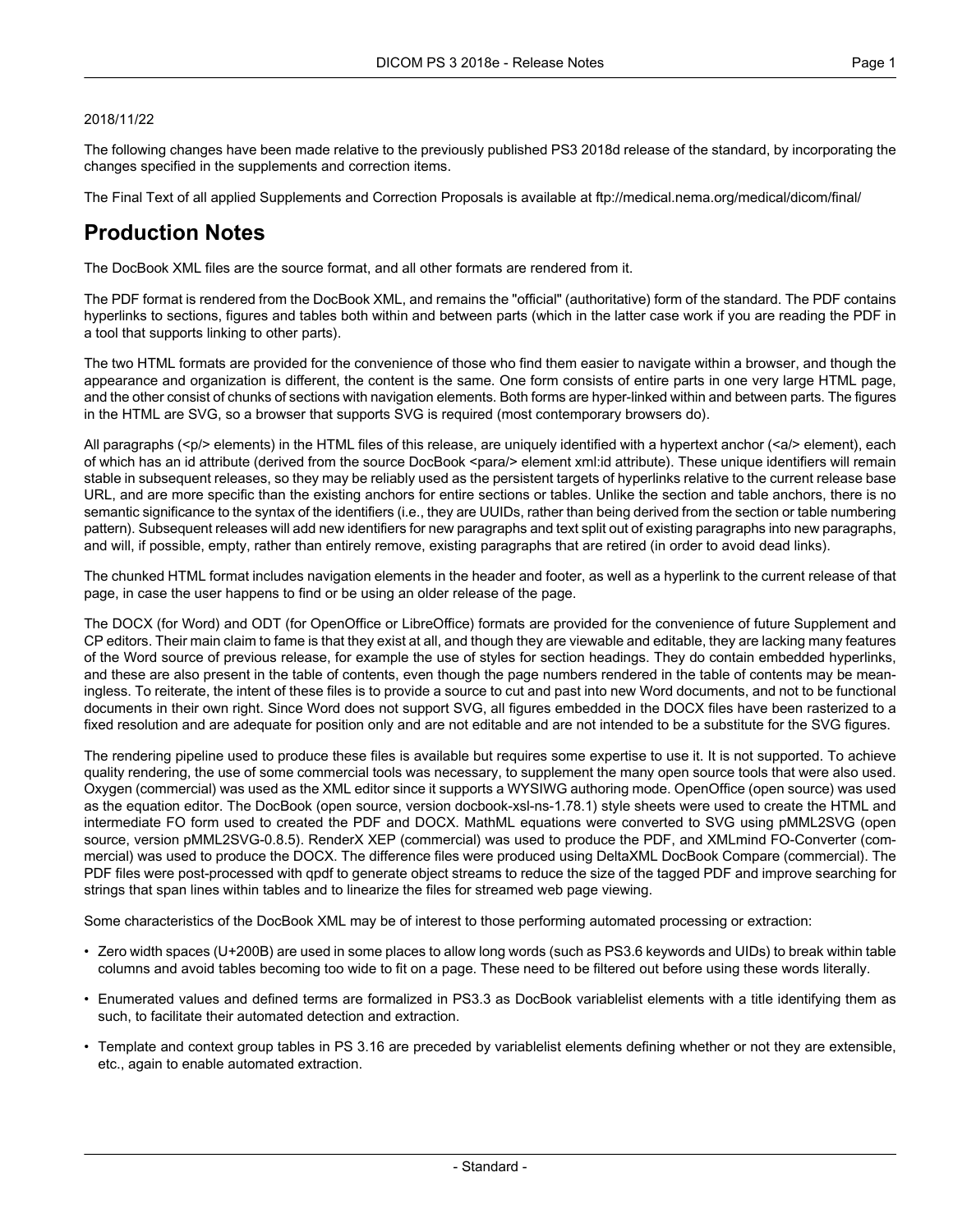2018/11/22

The following changes have been made relative to the previously published PS3 2018d release of the standard, by incorporating the changes specified in the supplements and correction items.

The Final Text of all applied Supplements and Correction Proposals is available at ftp://medical.nema.org/medical/dicom/final/

# Production Notes

The DocBook XML files are the source format, and all other formats are rendered from it.

The PDF format is rendered from the DocBook XML, and remains the "official" (authoritative) form of the standard. The PDF contains hyperlinks to sections, figures and tables both within and between parts (which in the latter case work if you are reading the PDF in a tool that supports linking to other parts).

The two HTML formats are provided for the convenience of those who find them easier to navigate within a browser, and though the appearance and organization is different, the content is the same. One form consists of entire parts in one very large HTML page, and the other consist of chunks of sections with navigation elements. Both forms are hyper-linked within and between parts. The figures in the HTML are SVG, so a browser that supports SVG is required (most contemporary browsers do).

All paragraphs (<p/> elements) in the HTML files of this release, are uniquely identified with a hypertext anchor (<a/> element), each of which has an id attribute (derived from the source DocBook <para/> element xml:id attribute). These unique identifiers will remain stable in subsequent releases, so they may be reliably used as the persistent targets of hyperlinks relative to the current release base URL, and are more specific than the existing anchors for entire sections or tables. Unlike the section and table anchors, there is no semantic significance to the syntax of the identifiers (i.e., they are UUIDs, rather than being derived from the section or table numbering pattern). Subsequent releases will add new identifiers for new paragraphs and text split out of existing paragraphs into new paragraphs, and will, if possible, empty, rather than entirely remove, existing paragraphs that are retired (in order to avoid dead links).

The chunked HTML format includes navigation elements in the header and footer, as well as a hyperlink to the current release of that page, in case the user happens to find or be using an older release of the page.

The DOCX (for Word) and ODT (for OpenOffice or LibreOffice) formats are provided for the convenience of future Supplement and CP editors. Their main claim to fame is that they exist at all, and though they are viewable and editable, they are lacking many features of the Word source of previous release, for example the use of styles for section headings. They do contain embedded hyperlinks, and these are also present in the table of contents, even though the page numbers rendered in the table of contents may be meaningless. To reiterate, the intent of these files is to provide a source to cut and past into new Word documents, and not to be functional documents in their own right. Since Word does not support SVG, all figures embedded in the DOCX files have been rasterized to a fixed resolution and are adequate for position only and are not editable and are not intended to be a substitute for the SVG figures.

The rendering pipeline used to produce these files is available but requires some expertise to use it. It is not supported. To achieve quality rendering, the use of some commercial tools was necessary, to supplement the many open source tools that were also used. Oxygen (commercial) was used as the XML editor since it supports a WYSIWG authoring mode. OpenOffice (open source) was used as the equation editor. The DocBook (open source, version docbook-xsl-ns-1.78.1) style sheets were used to create the HTML and intermediate FO form used to created the PDF and DOCX. MathML equations were converted to SVG using pMML2SVG (open source, version pMML2SVG-0.8.5). RenderX XEP (commercial) was used to produce the PDF, and XMLmind FO-Converter (commercial) was used to produce the DOCX. The difference files were produced using DeltaXML DocBook Compare (commercial). The PDF files were post-processed with qpdf to generate object streams to reduce the size of the tagged PDF and improve searching for strings that span lines within tables and to linearize the files for streamed web page viewing.

Some characteristics of the DocBook XML may be of interest to those performing automated processing or extraction:

- Zero width spaces (U+200B) are used in some places to allow long words (such as PS3.6 keywords and UIDs) to break within table columns and avoid tables becoming too wide to fit on a page. These need to be filtered out before using these words literally.
- Enumerated values and defined terms are formalized in PS3.3 as DocBook variablelist elements with a title identifying them as such, to facilitate their automated detection and extraction.
- Template and context group tables in PS 3.16 are preceded by variablelist elements defining whether or not they are extensible, etc., again to enable automated extraction.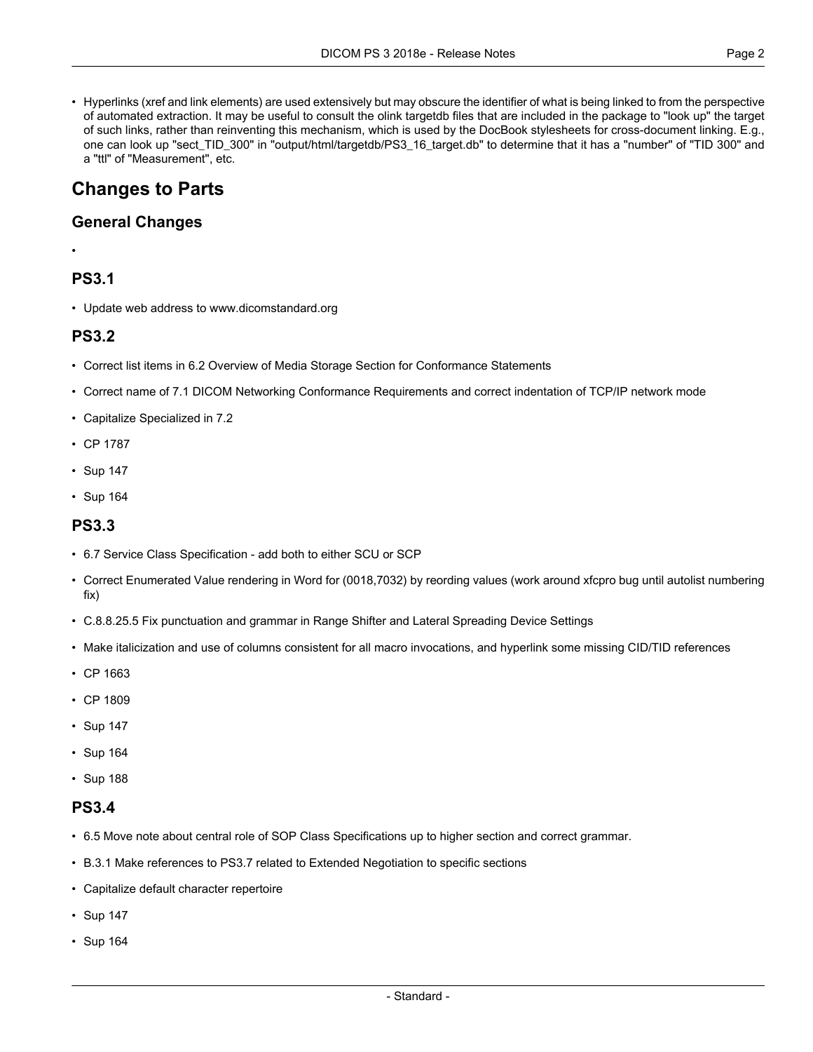- Hyperlinks (xref and link elements) are used extensively but may obscure the identifier of what is being linked to from the perspective of automated extraction. It may be useful to consult the olink targetdb files that are included in the package to "look up" the target of such links, rather than reinventing this mechanism, which is used by the DocBook stylesheets for cross-document linking. E.g., one can look up "sect_TID_300" in "output/html/targetdb/PS3_16_target.db" to determine that it has a "number" of "TID 300" and a "ttl" of "Measurement", etc.

# Changes to Parts

## General Changes

-

## PS3.1

- Update web address to www.dicomstandard.org

## PS3.2

- Correct list items in 6.2 Overview of Media Storage Section for Conformance Statements
- Correct name of 7.1 DICOM Networking Conformance Requirements and correct indentation of TCP/IP network mode
- Capitalize Specialized in 7.2
- CP 1787
- Sup 147
- Sup 164

## PS3.3

- 6.7 Service Class Specification - add both to either SCU or SCP
- Correct Enumerated Value rendering in Word for (0018,7032) by reording values (work around xfcpro bug until autolist numbering fix)
- C.8.8.25.5 Fix punctuation and grammar in Range Shifter and Lateral Spreading Device Settings
- Make italicization and use of columns consistent for all macro invocations, and hyperlink some missing CID/TID references
- CP 1663
- CP 1809
- Sup 147
- Sup 164
- Sup 188

## PS3.4

- 6.5 Move note about central role of SOP Class Specifications up to higher section and correct grammar.
- B.3.1 Make references to PS3.7 related to Extended Negotiation to specific sections
- Capitalize default character repertoire
- Sup 147
- Sup 164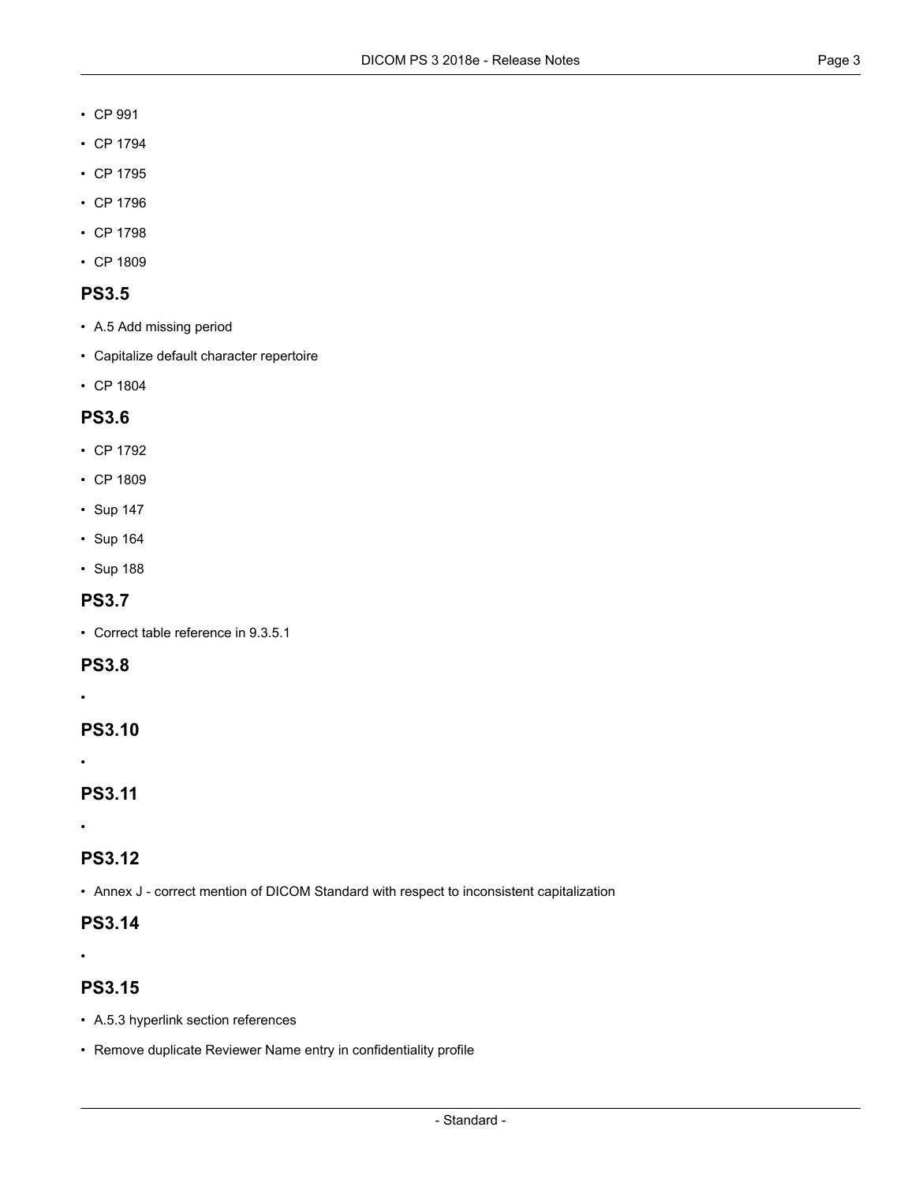- CP 991
- CP 1794
- CP 1795
- CP 1796
- CP 1798
- CP 1809

## PS3.5

- A.5 Add missing period
- Capitalize default character repertoire
- CP 1804

## PS3.6

- CP 1792
- CP 1809
- Sup 147
- Sup 164
- Sup 188

## PS3.7

- Correct table reference in 9.3.5.1

## PS3.8

- 

## PS3.10

- 

## PS3.11

- 

## PS3.12

- Annex J - correct mention of DICOM Standard with respect to inconsistent capitalization

## PS3.14

- 

## PS3.15

- A.5.3 hyperlink section references
- Remove duplicate Reviewer Name entry in confidentiality profile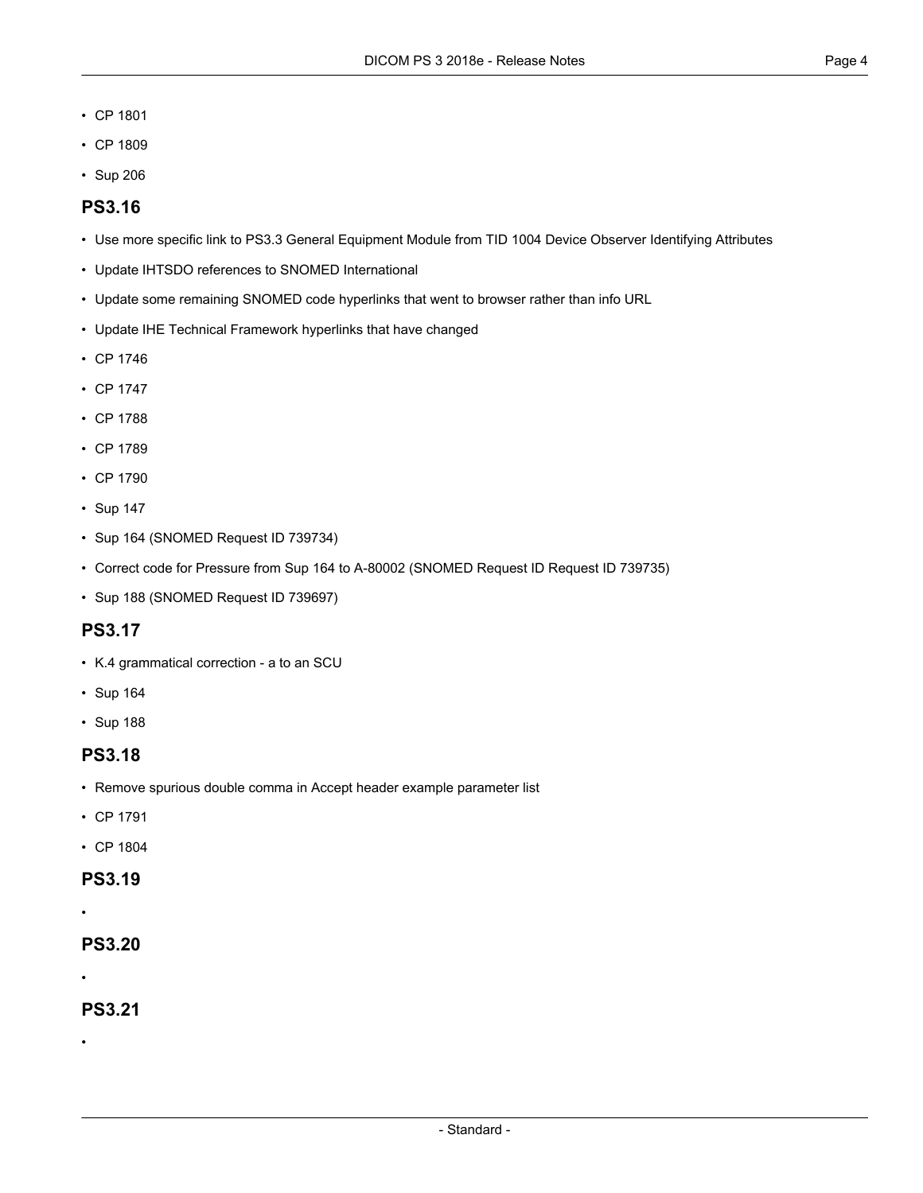- CP 1801
- CP 1809
- Sup 206

## PS3.16

- Use more specific link to PS3.3 General Equipment Module from TID 1004 Device Observer Identifying Attributes
- Update IHTSDO references to SNOMED International
- Update some remaining SNOMED code hyperlinks that went to browser rather than info URL
- Update IHE Technical Framework hyperlinks that have changed
- CP 1746
- CP 1747
- CP 1788
- CP 1789
- CP 1790
- Sup 147
- Sup 164 (SNOMED Request ID 739734)
- Correct code for Pressure from Sup 164 to A-80002 (SNOMED Request ID Request ID 739735)
- Sup 188 (SNOMED Request ID 739697)

## PS3.17

- K.4 grammatical correction - a to an SCU
- Sup 164
- Sup 188

## PS3.18

- Remove spurious double comma in Accept header example parameter list
- CP 1791
- CP 1804

## PS3.19

- 

## PS3.20

- 

## PS3.21

-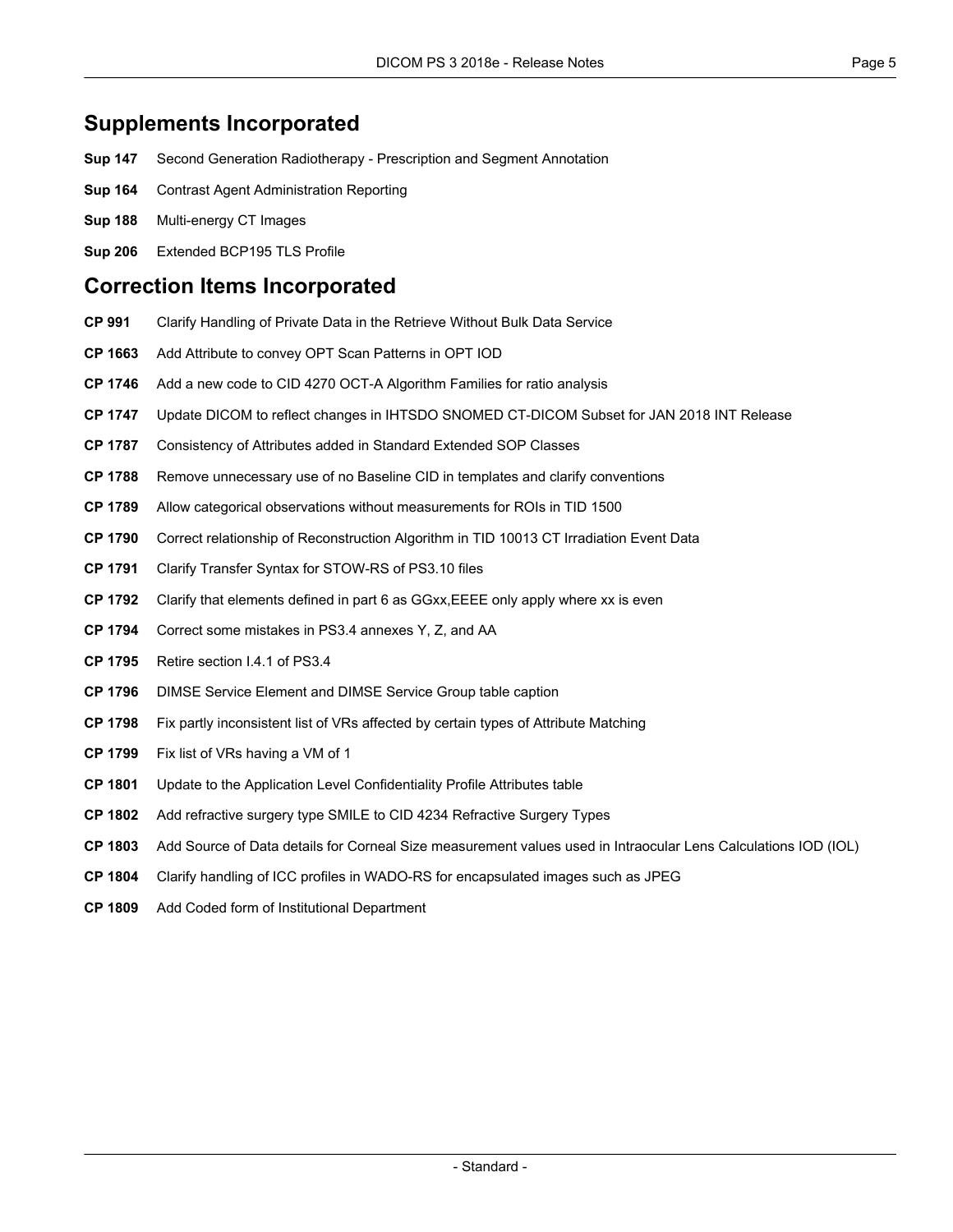## Supplements Incorporated

**Sup 147** Second Generation Radiotherapy - Prescription and Segment Annotation

**Sup 164** Contrast Agent Administration Reporting

**Sup 188** Multi-energy CT Images

**Sup 206** Extended BCP195 TLS Profile

## Correction Items Incorporated

**CP 991** Clarify Handling of Private Data in the Retrieve Without Bulk Data Service

**CP 1663** Add Attribute to convey OPT Scan Patterns in OPT IOD

**CP 1746** Add a new code to CID 4270 OCT-A Algorithm Families for ratio analysis

**CP 1747** Update DICOM to reflect changes in IHTSDO SNOMED CT-DICOM Subset for JAN 2018 INT Release

**CP 1787** Consistency of Attributes added in Standard Extended SOP Classes

**CP 1788** Remove unnecessary use of no Baseline CID in templates and clarify conventions

**CP 1789** Allow categorical observations without measurements for ROIs in TID 1500

**CP 1790** Correct relationship of Reconstruction Algorithm in TID 10013 CT Irradiation Event Data

**CP 1791** Clarify Transfer Syntax for STOW-RS of PS3.10 files

**CP 1792** Clarify that elements defined in part 6 as GGxx,EEEE only apply where xx is even

**CP 1794** Correct some mistakes in PS3.4 annexes Y, Z, and AA

**CP 1795** Retire section I.4.1 of PS3.4

**CP 1796** DIMSE Service Element and DIMSE Service Group table caption

**CP 1798** Fix partly inconsistent list of VRs affected by certain types of Attribute Matching

**CP 1799** Fix list of VRs having a VM of 1

**CP 1801** Update to the Application Level Confidentiality Profile Attributes table

**CP 1802** Add refractive surgery type SMILE to CID 4234 Refractive Surgery Types

**CP 1803** Add Source of Data details for Corneal Size measurement values used in Intraocular Lens Calculations IOD (IOL)

**CP 1804** Clarify handling of ICC profiles in WADO-RS for encapsulated images such as JPEG

**CP 1809** Add Coded form of Institutional Department